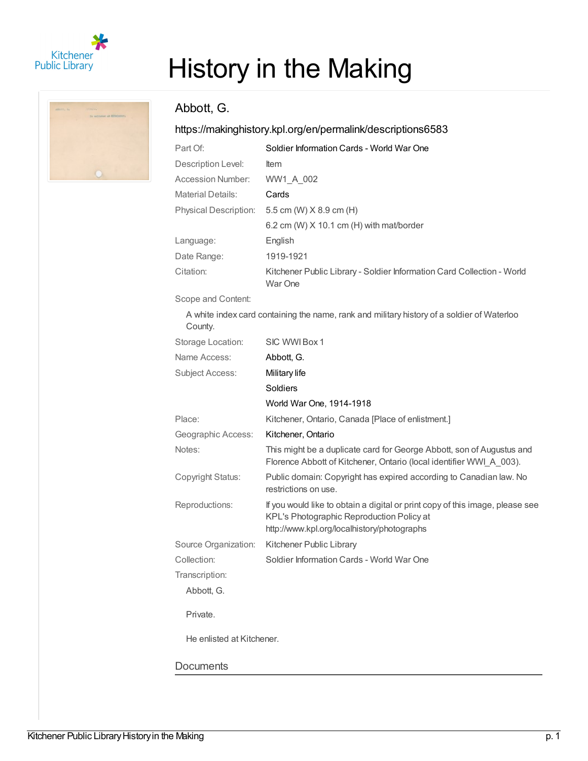# History in the Making

## Abbott, G.

https://makinghistory.kpl.org/en/permalink/descriptions6583

| | |
|---|---|
| Part Of: | Soldier Information Cards - World War One |
| Description Level: | Item |
| Accession Number: | WW1_A_002 |
| Material Details: | Cards |
| Physical Description: | 5.5 cm (W) X 8.9 cm (H) |
| | 6.2 cm (W) X 10.1 cm (H) with mat/border |
| Language: | English |
| Date Range: | 1919-1921 |
| Citation: | Kitchener Public Library - Soldier Information Card Collection - World War One |

Scope and Content:

A white index card containing the name, rank and military history of a soldier of Waterloo County.

| | |
|---|---|
| Storage Location: | SIC WWI Box 1 |
| Name Access: | Abbott, G. |
| Subject Access: | Military life |
| | Soldiers |
| | World War One, 1914-1918 |
| Place: | Kitchener, Ontario, Canada [Place of enlistment.] |
| Geographic Access: | Kitchener, Ontario |
| Notes: | This might be a duplicate card for George Abbott, son of Augustus and Florence Abbott of Kitchener, Ontario (local identifier WWI_A_003). |
| Copyright Status: | Public domain: Copyright has expired according to Canadian law. No restrictions on use. |
| Reproductions: | If you would like to obtain a digital or print copy of this image, please see KPL's Photographic Reproduction Policy at http://www.kpl.org/localhistory/photographs |
| Source Organization: | Kitchener Public Library |
| Collection: | Soldier Information Cards - World War One |

Transcription:

Abbott, G.

Private.

He enlisted at Kitchener.

### Documents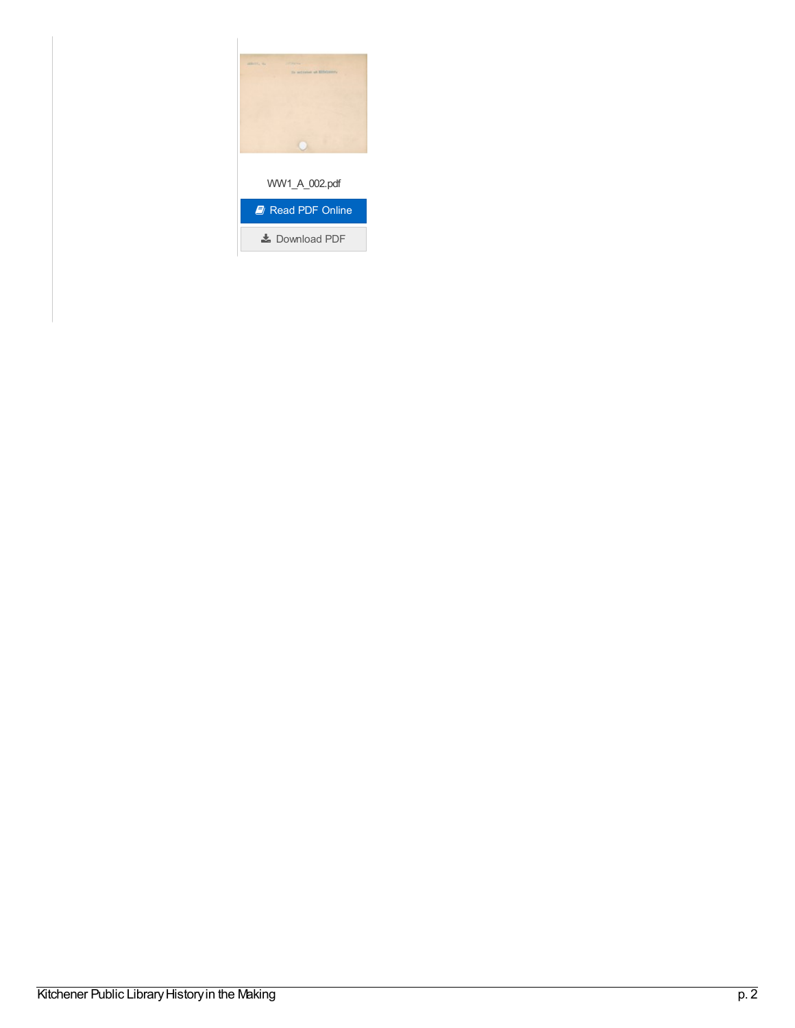WW1_A_002.pdf

Read PDF Online

Download PDF